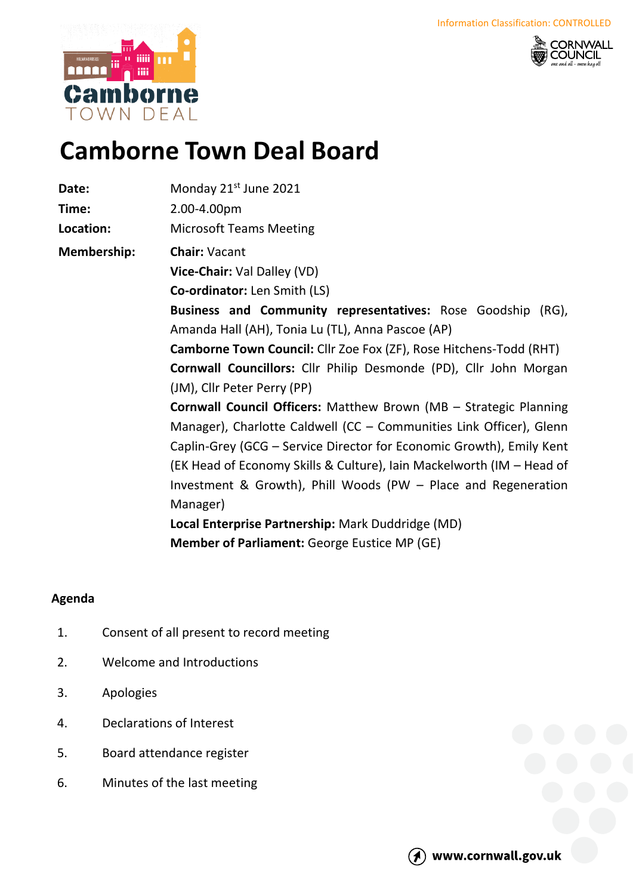Information Classification: CONTROLLED

# Camborne Town Deal Board

**Date:** Monday 21st June 2021

**Time:** 2.00-4.00pm

**Location:** Microsoft Teams Meeting

**Membership:**

**Chair:** Vacant

**Vice-Chair:** Val Dalley (VD)

**Co-ordinator:** Len Smith (LS)

**Business and Community representatives:** Rose Goodship (RG), Amanda Hall (AH), Tonia Lu (TL), Anna Pascoe (AP)

**Camborne Town Council:** Cllr Zoe Fox (ZF), Rose Hitchens-Todd (RHT)

**Cornwall Councillors:** Cllr Philip Desmonde (PD), Cllr John Morgan (JM), Cllr Peter Perry (PP)

**Cornwall Council Officers:** Matthew Brown (MB – Strategic Planning Manager), Charlotte Caldwell (CC – Communities Link Officer), Glenn Caplin-Grey (GCG – Service Director for Economic Growth), Emily Kent (EK Head of Economy Skills & Culture), Iain Mackelworth (IM – Head of Investment & Growth), Phill Woods (PW – Place and Regeneration Manager)

**Local Enterprise Partnership:** Mark Duddridge (MD)

**Member of Parliament:** George Eustice MP (GE)

## Agenda

1. Consent of all present to record meeting
2. Welcome and Introductions
3. Apologies
4. Declarations of Interest
5. Board attendance register
6. Minutes of the last meeting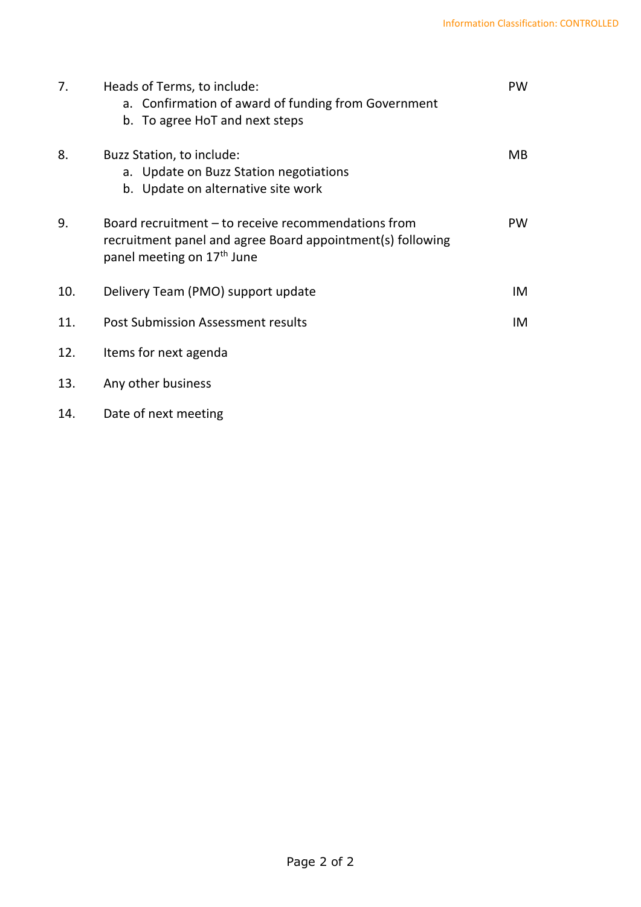| | | |
|---|---|---|
| 7. | Heads of Terms, to include:<br>a. Confirmation of award of funding from Government<br>b. To agree HoT and next steps | PW |
| 8. | Buzz Station, to include:<br>a. Update on Buzz Station negotiations<br>b. Update on alternative site work | MB |
| 9. | Board recruitment – to receive recommendations from recruitment panel and agree Board appointment(s) following panel meeting on 17th June | PW |
| 10. | Delivery Team (PMO) support update | IM |
| 11. | Post Submission Assessment results | IM |
| 12. | Items for next agenda | |
| 13. | Any other business | |
| 14. | Date of next meeting | |